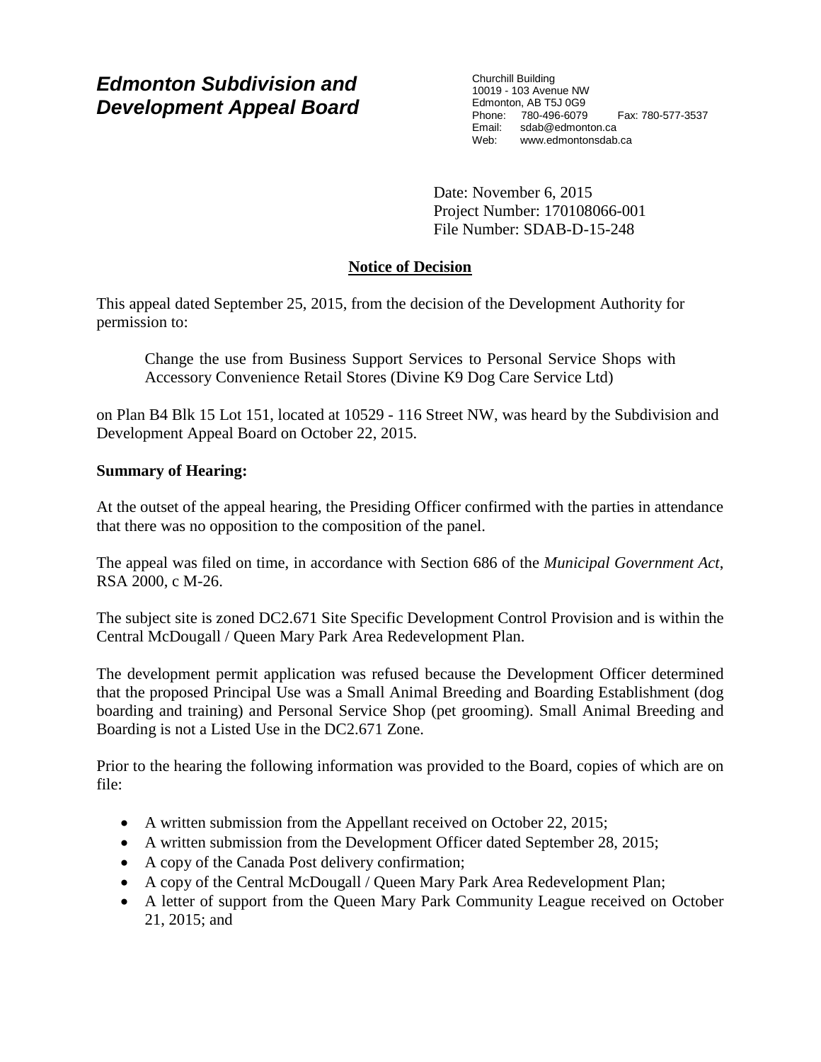# Edmonton Subdivision and Development Appeal Board

Churchill Building
10019 - 103 Avenue NW
Edmonton, AB T5J 0G9
Phone: 780-496-6079 Fax: 780-577-3537
Email: sdab@edmonton.ca
Web: www.edmontonsdab.ca

Date: November 6, 2015
Project Number: 170108066-001
File Number: SDAB-D-15-248

## Notice of Decision

This appeal dated September 25, 2015, from the decision of the Development Authority for permission to:

> Change the use from Business Support Services to Personal Service Shops with Accessory Convenience Retail Stores (Divine K9 Dog Care Service Ltd)

on Plan B4 Blk 15 Lot 151, located at 10529 - 116 Street NW, was heard by the Subdivision and Development Appeal Board on October 22, 2015.

**Summary of Hearing:**

At the outset of the appeal hearing, the Presiding Officer confirmed with the parties in attendance that there was no opposition to the composition of the panel.

The appeal was filed on time, in accordance with Section 686 of the *Municipal Government Act*, RSA 2000, c M-26.

The subject site is zoned DC2.671 Site Specific Development Control Provision and is within the Central McDougall / Queen Mary Park Area Redevelopment Plan.

The development permit application was refused because the Development Officer determined that the proposed Principal Use was a Small Animal Breeding and Boarding Establishment (dog boarding and training) and Personal Service Shop (pet grooming). Small Animal Breeding and Boarding is not a Listed Use in the DC2.671 Zone.

Prior to the hearing the following information was provided to the Board, copies of which are on file:

- A written submission from the Appellant received on October 22, 2015;
- A written submission from the Development Officer dated September 28, 2015;
- A copy of the Canada Post delivery confirmation;
- A copy of the Central McDougall / Queen Mary Park Area Redevelopment Plan;
- A letter of support from the Queen Mary Park Community League received on October 21, 2015; and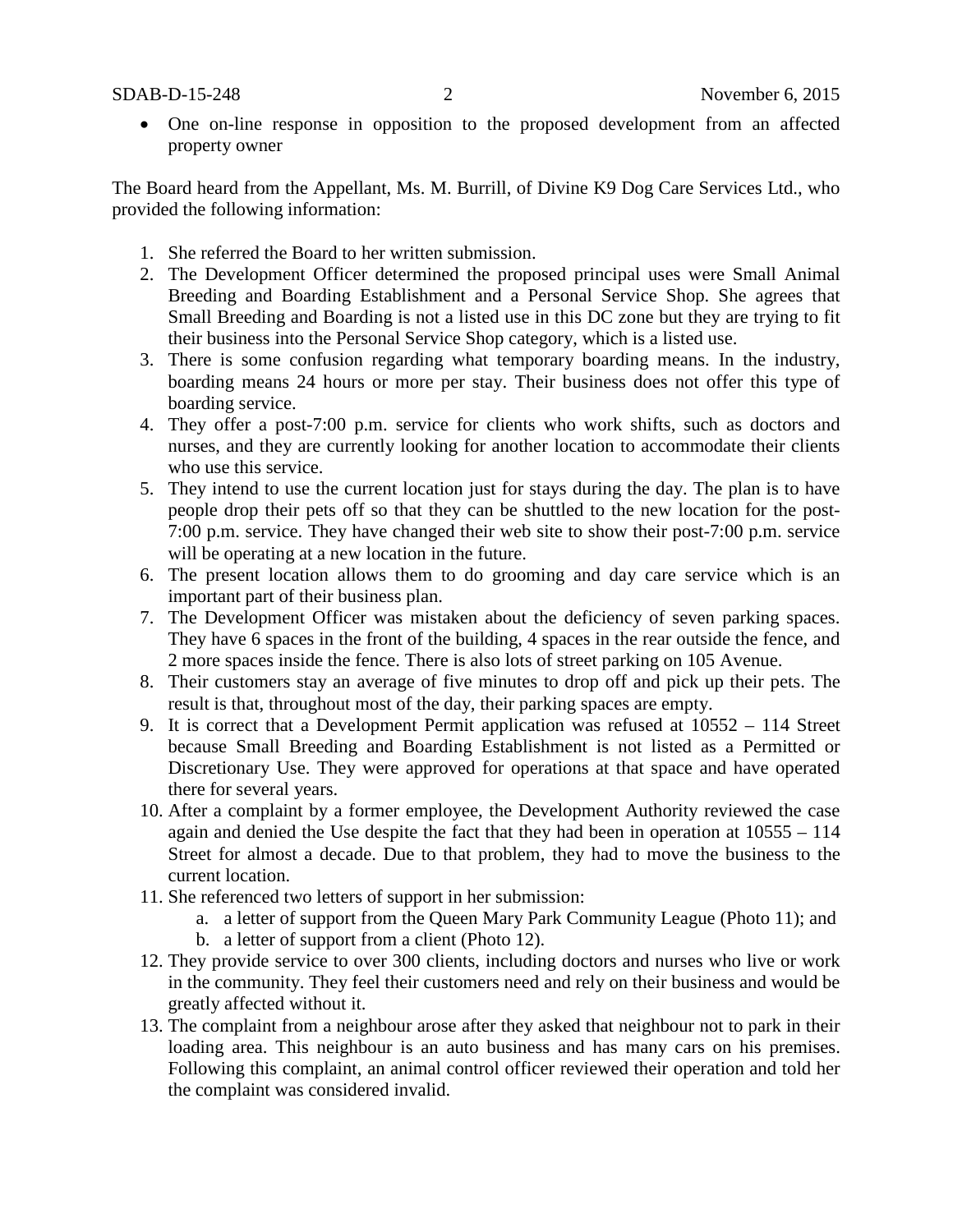- One on-line response in opposition to the proposed development from an affected property owner

The Board heard from the Appellant, Ms. M. Burrill, of Divine K9 Dog Care Services Ltd., who provided the following information:

1. She referred the Board to her written submission.
2. The Development Officer determined the proposed principal uses were Small Animal Breeding and Boarding Establishment and a Personal Service Shop. She agrees that Small Breeding and Boarding is not a listed use in this DC zone but they are trying to fit their business into the Personal Service Shop category, which is a listed use.
3. There is some confusion regarding what temporary boarding means. In the industry, boarding means 24 hours or more per stay. Their business does not offer this type of boarding service.
4. They offer a post-7:00 p.m. service for clients who work shifts, such as doctors and nurses, and they are currently looking for another location to accommodate their clients who use this service.
5. They intend to use the current location just for stays during the day. The plan is to have people drop their pets off so that they can be shuttled to the new location for the post-7:00 p.m. service. They have changed their web site to show their post-7:00 p.m. service will be operating at a new location in the future.
6. The present location allows them to do grooming and day care service which is an important part of their business plan.
7. The Development Officer was mistaken about the deficiency of seven parking spaces. They have 6 spaces in the front of the building, 4 spaces in the rear outside the fence, and 2 more spaces inside the fence. There is also lots of street parking on 105 Avenue.
8. Their customers stay an average of five minutes to drop off and pick up their pets. The result is that, throughout most of the day, their parking spaces are empty.
9. It is correct that a Development Permit application was refused at 10552 – 114 Street because Small Breeding and Boarding Establishment is not listed as a Permitted or Discretionary Use. They were approved for operations at that space and have operated there for several years.
10. After a complaint by a former employee, the Development Authority reviewed the case again and denied the Use despite the fact that they had been in operation at 10555 – 114 Street for almost a decade. Due to that problem, they had to move the business to the current location.
11. She referenced two letters of support in her submission:
    a. a letter of support from the Queen Mary Park Community League (Photo 11); and
    b. a letter of support from a client (Photo 12).
12. They provide service to over 300 clients, including doctors and nurses who live or work in the community. They feel their customers need and rely on their business and would be greatly affected without it.
13. The complaint from a neighbour arose after they asked that neighbour not to park in their loading area. This neighbour is an auto business and has many cars on his premises. Following this complaint, an animal control officer reviewed their operation and told her the complaint was considered invalid.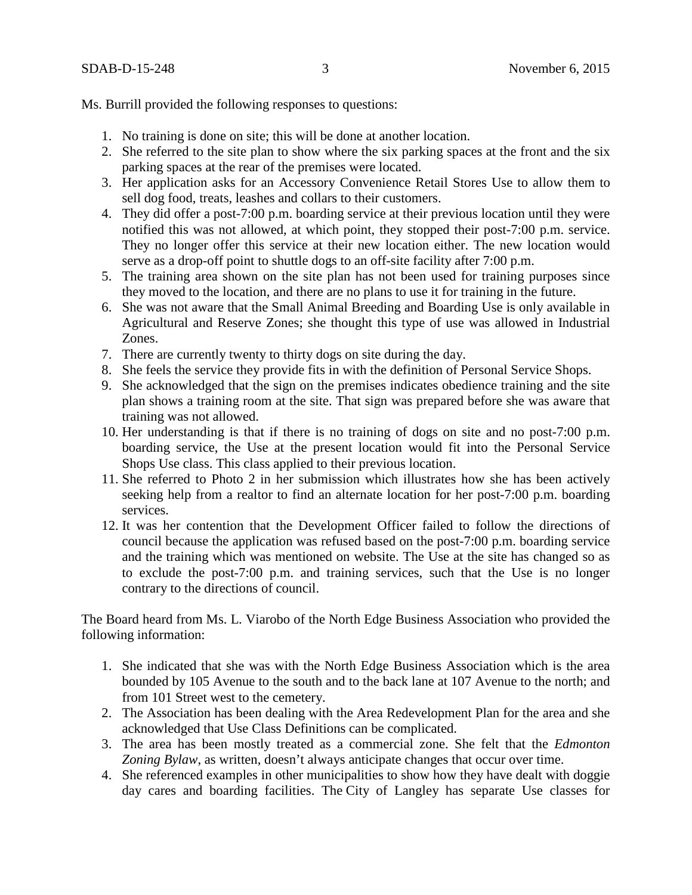Ms. Burrill provided the following responses to questions:

1. No training is done on site; this will be done at another location.
2. She referred to the site plan to show where the six parking spaces at the front and the six parking spaces at the rear of the premises were located.
3. Her application asks for an Accessory Convenience Retail Stores Use to allow them to sell dog food, treats, leashes and collars to their customers.
4. They did offer a post-7:00 p.m. boarding service at their previous location until they were notified this was not allowed, at which point, they stopped their post-7:00 p.m. service. They no longer offer this service at their new location either. The new location would serve as a drop-off point to shuttle dogs to an off-site facility after 7:00 p.m.
5. The training area shown on the site plan has not been used for training purposes since they moved to the location, and there are no plans to use it for training in the future.
6. She was not aware that the Small Animal Breeding and Boarding Use is only available in Agricultural and Reserve Zones; she thought this type of use was allowed in Industrial Zones.
7. There are currently twenty to thirty dogs on site during the day.
8. She feels the service they provide fits in with the definition of Personal Service Shops.
9. She acknowledged that the sign on the premises indicates obedience training and the site plan shows a training room at the site. That sign was prepared before she was aware that training was not allowed.
10. Her understanding is that if there is no training of dogs on site and no post-7:00 p.m. boarding service, the Use at the present location would fit into the Personal Service Shops Use class. This class applied to their previous location.
11. She referred to Photo 2 in her submission which illustrates how she has been actively seeking help from a realtor to find an alternate location for her post-7:00 p.m. boarding services.
12. It was her contention that the Development Officer failed to follow the directions of council because the application was refused based on the post-7:00 p.m. boarding service and the training which was mentioned on website. The Use at the site has changed so as to exclude the post-7:00 p.m. and training services, such that the Use is no longer contrary to the directions of council.

The Board heard from Ms. L. Viarobo of the North Edge Business Association who provided the following information:

1. She indicated that she was with the North Edge Business Association which is the area bounded by 105 Avenue to the south and to the back lane at 107 Avenue to the north; and from 101 Street west to the cemetery.
2. The Association has been dealing with the Area Redevelopment Plan for the area and she acknowledged that Use Class Definitions can be complicated.
3. The area has been mostly treated as a commercial zone. She felt that the *Edmonton Zoning Bylaw*, as written, doesn't always anticipate changes that occur over time.
4. She referenced examples in other municipalities to show how they have dealt with doggie day cares and boarding facilities. The City of Langley has separate Use classes for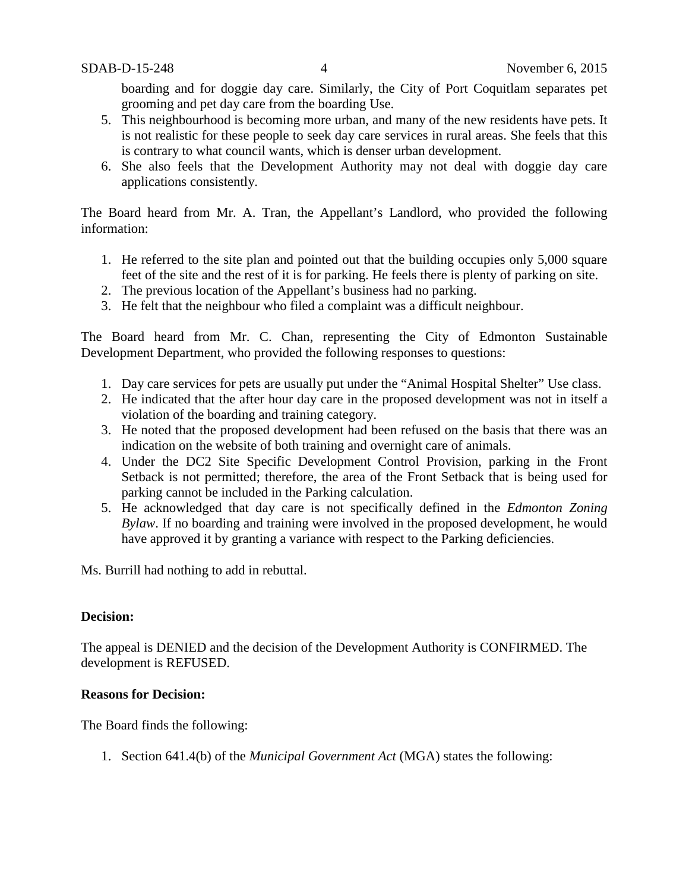boarding and for doggie day care. Similarly, the City of Port Coquitlam separates pet grooming and pet day care from the boarding Use.

5. This neighbourhood is becoming more urban, and many of the new residents have pets. It is not realistic for these people to seek day care services in rural areas. She feels that this is contrary to what council wants, which is denser urban development.
6. She also feels that the Development Authority may not deal with doggie day care applications consistently.

The Board heard from Mr. A. Tran, the Appellant's Landlord, who provided the following information:

1. He referred to the site plan and pointed out that the building occupies only 5,000 square feet of the site and the rest of it is for parking. He feels there is plenty of parking on site.
2. The previous location of the Appellant's business had no parking.
3. He felt that the neighbour who filed a complaint was a difficult neighbour.

The Board heard from Mr. C. Chan, representing the City of Edmonton Sustainable Development Department, who provided the following responses to questions:

1. Day care services for pets are usually put under the "Animal Hospital Shelter" Use class.
2. He indicated that the after hour day care in the proposed development was not in itself a violation of the boarding and training category.
3. He noted that the proposed development had been refused on the basis that there was an indication on the website of both training and overnight care of animals.
4. Under the DC2 Site Specific Development Control Provision, parking in the Front Setback is not permitted; therefore, the area of the Front Setback that is being used for parking cannot be included in the Parking calculation.
5. He acknowledged that day care is not specifically defined in the *Edmonton Zoning Bylaw*. If no boarding and training were involved in the proposed development, he would have approved it by granting a variance with respect to the Parking deficiencies.

Ms. Burrill had nothing to add in rebuttal.

**Decision:**

The appeal is DENIED and the decision of the Development Authority is CONFIRMED. The development is REFUSED.

**Reasons for Decision:**

The Board finds the following:

1. Section 641.4(b) of the *Municipal Government Act* (MGA) states the following: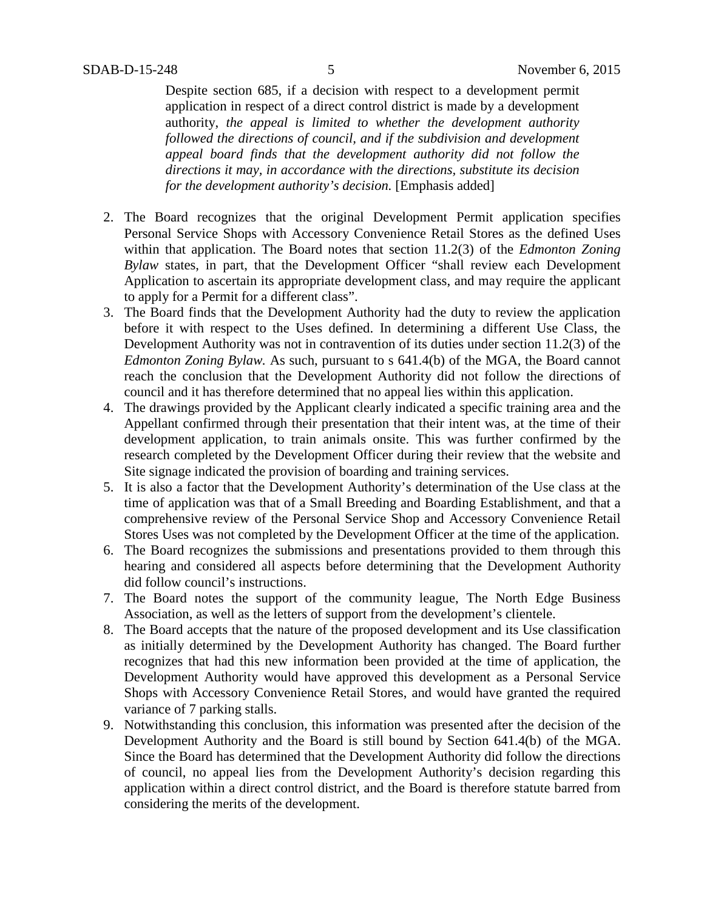> Despite section 685, if a decision with respect to a development permit application in respect of a direct control district is made by a development authority, *the appeal is limited to whether the development authority followed the directions of council, and if the subdivision and development appeal board finds that the development authority did not follow the directions it may, in accordance with the directions, substitute its decision for the development authority's decision.* [Emphasis added]

2. The Board recognizes that the original Development Permit application specifies Personal Service Shops with Accessory Convenience Retail Stores as the defined Uses within that application. The Board notes that section 11.2(3) of the *Edmonton Zoning Bylaw* states, in part, that the Development Officer "shall review each Development Application to ascertain its appropriate development class, and may require the applicant to apply for a Permit for a different class".
3. The Board finds that the Development Authority had the duty to review the application before it with respect to the Uses defined. In determining a different Use Class, the Development Authority was not in contravention of its duties under section 11.2(3) of the *Edmonton Zoning Bylaw.* As such, pursuant to s 641.4(b) of the MGA, the Board cannot reach the conclusion that the Development Authority did not follow the directions of council and it has therefore determined that no appeal lies within this application.
4. The drawings provided by the Applicant clearly indicated a specific training area and the Appellant confirmed through their presentation that their intent was, at the time of their development application, to train animals onsite. This was further confirmed by the research completed by the Development Officer during their review that the website and Site signage indicated the provision of boarding and training services.
5. It is also a factor that the Development Authority's determination of the Use class at the time of application was that of a Small Breeding and Boarding Establishment, and that a comprehensive review of the Personal Service Shop and Accessory Convenience Retail Stores Uses was not completed by the Development Officer at the time of the application.
6. The Board recognizes the submissions and presentations provided to them through this hearing and considered all aspects before determining that the Development Authority did follow council's instructions.
7. The Board notes the support of the community league, The North Edge Business Association, as well as the letters of support from the development's clientele.
8. The Board accepts that the nature of the proposed development and its Use classification as initially determined by the Development Authority has changed. The Board further recognizes that had this new information been provided at the time of application, the Development Authority would have approved this development as a Personal Service Shops with Accessory Convenience Retail Stores, and would have granted the required variance of 7 parking stalls.
9. Notwithstanding this conclusion, this information was presented after the decision of the Development Authority and the Board is still bound by Section 641.4(b) of the MGA. Since the Board has determined that the Development Authority did follow the directions of council, no appeal lies from the Development Authority's decision regarding this application within a direct control district, and the Board is therefore statute barred from considering the merits of the development.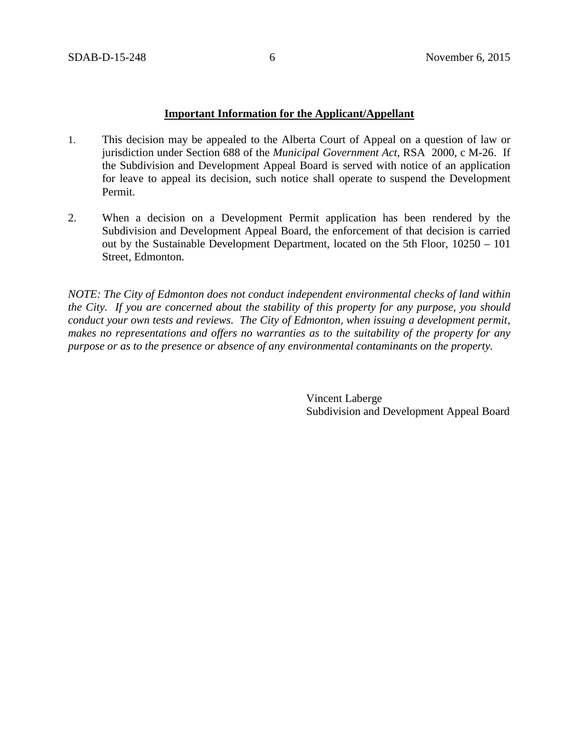**Important Information for the Applicant/Appellant**

1. This decision may be appealed to the Alberta Court of Appeal on a question of law or jurisdiction under Section 688 of the *Municipal Government Act*, RSA 2000, c M-26. If the Subdivision and Development Appeal Board is served with notice of an application for leave to appeal its decision, such notice shall operate to suspend the Development Permit.

2. When a decision on a Development Permit application has been rendered by the Subdivision and Development Appeal Board, the enforcement of that decision is carried out by the Sustainable Development Department, located on the 5th Floor, 10250 – 101 Street, Edmonton.

*NOTE: The City of Edmonton does not conduct independent environmental checks of land within the City. If you are concerned about the stability of this property for any purpose, you should conduct your own tests and reviews. The City of Edmonton, when issuing a development permit, makes no representations and offers no warranties as to the suitability of the property for any purpose or as to the presence or absence of any environmental contaminants on the property.*

Vincent Laberge
Subdivision and Development Appeal Board